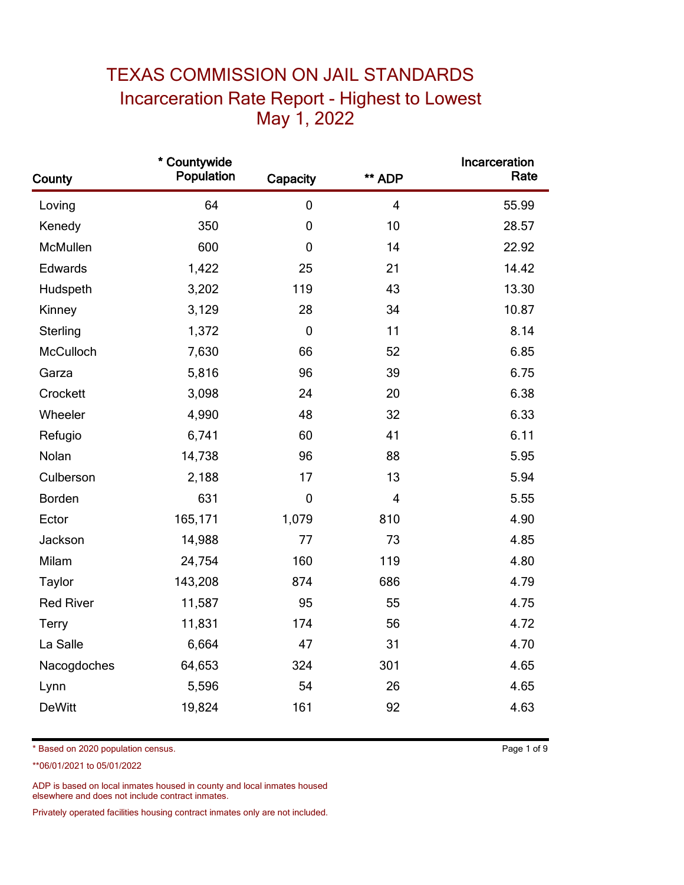# TEXAS COMMISSION ON JAIL STANDARDS

## Incarceration Rate Report - Highest to Lowest

## May 1, 2022

| County | * Countywide Population | Capacity | ** ADP | Incarceration Rate |
|---|---|---|---|---|
| Loving | 64 | 0 | 4 | 55.99 |
| Kenedy | 350 | 0 | 10 | 28.57 |
| McMullen | 600 | 0 | 14 | 22.92 |
| Edwards | 1,422 | 25 | 21 | 14.42 |
| Hudspeth | 3,202 | 119 | 43 | 13.30 |
| Kinney | 3,129 | 28 | 34 | 10.87 |
| Sterling | 1,372 | 0 | 11 | 8.14 |
| McCulloch | 7,630 | 66 | 52 | 6.85 |
| Garza | 5,816 | 96 | 39 | 6.75 |
| Crockett | 3,098 | 24 | 20 | 6.38 |
| Wheeler | 4,990 | 48 | 32 | 6.33 |
| Refugio | 6,741 | 60 | 41 | 6.11 |
| Nolan | 14,738 | 96 | 88 | 5.95 |
| Culberson | 2,188 | 17 | 13 | 5.94 |
| Borden | 631 | 0 | 4 | 5.55 |
| Ector | 165,171 | 1,079 | 810 | 4.90 |
| Jackson | 14,988 | 77 | 73 | 4.85 |
| Milam | 24,754 | 160 | 119 | 4.80 |
| Taylor | 143,208 | 874 | 686 | 4.79 |
| Red River | 11,587 | 95 | 55 | 4.75 |
| Terry | 11,831 | 174 | 56 | 4.72 |
| La Salle | 6,664 | 47 | 31 | 4.70 |
| Nacogdoches | 64,653 | 324 | 301 | 4.65 |
| Lynn | 5,596 | 54 | 26 | 4.65 |
| DeWitt | 19,824 | 161 | 92 | 4.63 |

* Based on 2020 population census.

**06/01/2021 to 05/01/2022

ADP is based on local inmates housed in county and local inmates housed elsewhere and does not include contract inmates.

Privately operated facilities housing contract inmates only are not included.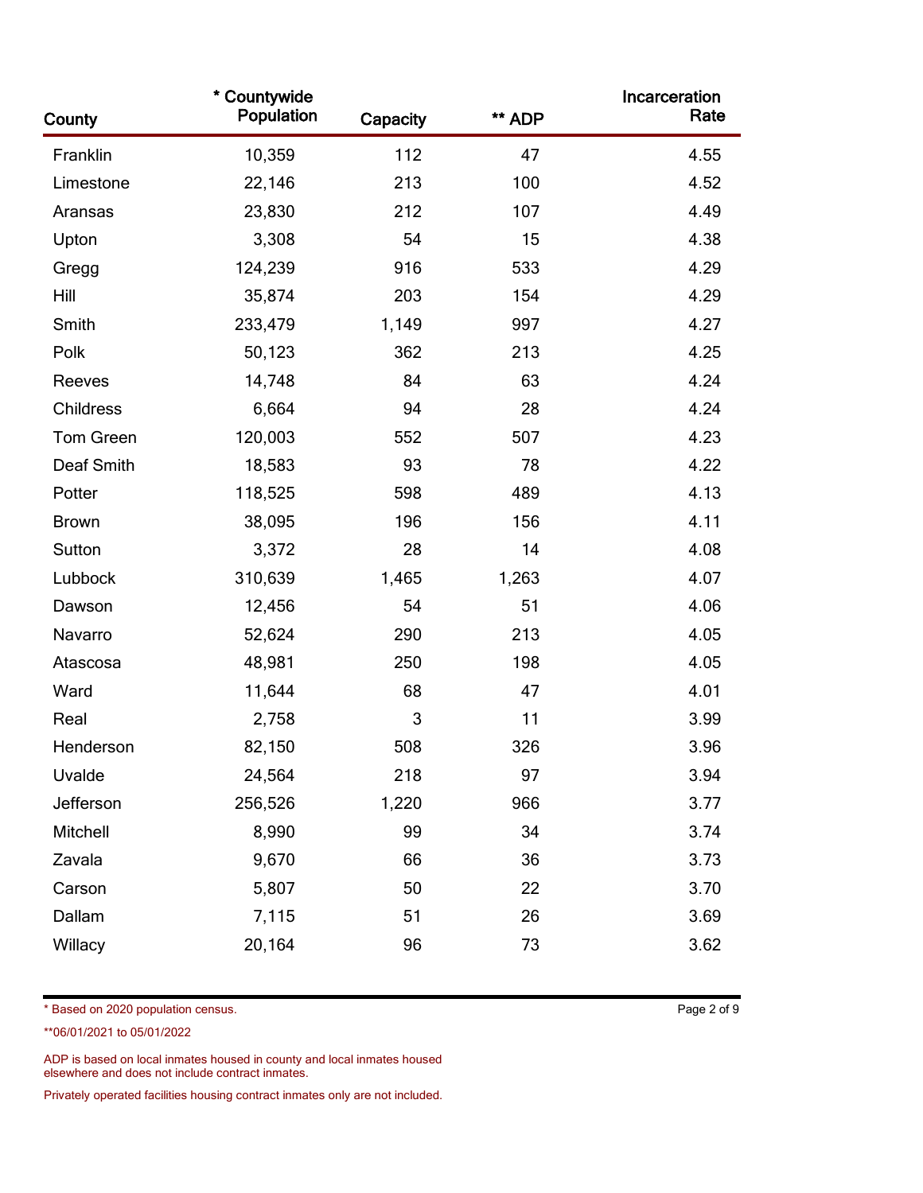| County | * Countywide Population | Capacity | ** ADP | Incarceration Rate |
| --- | --- | --- | --- | --- |
| Franklin | 10,359 | 112 | 47 | 4.55 |
| Limestone | 22,146 | 213 | 100 | 4.52 |
| Aransas | 23,830 | 212 | 107 | 4.49 |
| Upton | 3,308 | 54 | 15 | 4.38 |
| Gregg | 124,239 | 916 | 533 | 4.29 |
| Hill | 35,874 | 203 | 154 | 4.29 |
| Smith | 233,479 | 1,149 | 997 | 4.27 |
| Polk | 50,123 | 362 | 213 | 4.25 |
| Reeves | 14,748 | 84 | 63 | 4.24 |
| Childress | 6,664 | 94 | 28 | 4.24 |
| Tom Green | 120,003 | 552 | 507 | 4.23 |
| Deaf Smith | 18,583 | 93 | 78 | 4.22 |
| Potter | 118,525 | 598 | 489 | 4.13 |
| Brown | 38,095 | 196 | 156 | 4.11 |
| Sutton | 3,372 | 28 | 14 | 4.08 |
| Lubbock | 310,639 | 1,465 | 1,263 | 4.07 |
| Dawson | 12,456 | 54 | 51 | 4.06 |
| Navarro | 52,624 | 290 | 213 | 4.05 |
| Atascosa | 48,981 | 250 | 198 | 4.05 |
| Ward | 11,644 | 68 | 47 | 4.01 |
| Real | 2,758 | 3 | 11 | 3.99 |
| Henderson | 82,150 | 508 | 326 | 3.96 |
| Uvalde | 24,564 | 218 | 97 | 3.94 |
| Jefferson | 256,526 | 1,220 | 966 | 3.77 |
| Mitchell | 8,990 | 99 | 34 | 3.74 |
| Zavala | 9,670 | 66 | 36 | 3.73 |
| Carson | 5,807 | 50 | 22 | 3.70 |
| Dallam | 7,115 | 51 | 26 | 3.69 |
| Willacy | 20,164 | 96 | 73 | 3.62 |

* Based on 2020 population census.

**06/01/2021 to 05/01/2022

ADP is based on local inmates housed in county and local inmates housed elsewhere and does not include contract inmates.

Privately operated facilities housing contract inmates only are not included.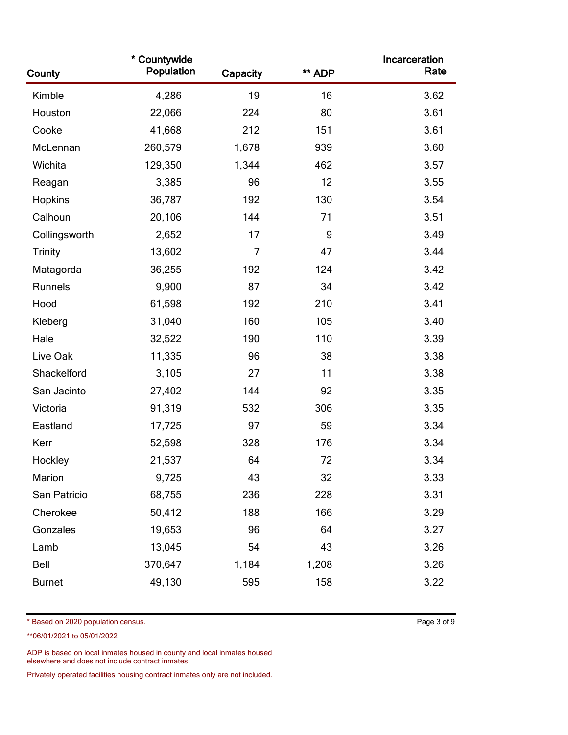| County | * Countywide Population | Capacity | ** ADP | Incarceration Rate |
|---|---|---|---|---|
| Kimble | 4,286 | 19 | 16 | 3.62 |
| Houston | 22,066 | 224 | 80 | 3.61 |
| Cooke | 41,668 | 212 | 151 | 3.61 |
| McLennan | 260,579 | 1,678 | 939 | 3.60 |
| Wichita | 129,350 | 1,344 | 462 | 3.57 |
| Reagan | 3,385 | 96 | 12 | 3.55 |
| Hopkins | 36,787 | 192 | 130 | 3.54 |
| Calhoun | 20,106 | 144 | 71 | 3.51 |
| Collingsworth | 2,652 | 17 | 9 | 3.49 |
| Trinity | 13,602 | 7 | 47 | 3.44 |
| Matagorda | 36,255 | 192 | 124 | 3.42 |
| Runnels | 9,900 | 87 | 34 | 3.42 |
| Hood | 61,598 | 192 | 210 | 3.41 |
| Kleberg | 31,040 | 160 | 105 | 3.40 |
| Hale | 32,522 | 190 | 110 | 3.39 |
| Live Oak | 11,335 | 96 | 38 | 3.38 |
| Shackelford | 3,105 | 27 | 11 | 3.38 |
| San Jacinto | 27,402 | 144 | 92 | 3.35 |
| Victoria | 91,319 | 532 | 306 | 3.35 |
| Eastland | 17,725 | 97 | 59 | 3.34 |
| Kerr | 52,598 | 328 | 176 | 3.34 |
| Hockley | 21,537 | 64 | 72 | 3.34 |
| Marion | 9,725 | 43 | 32 | 3.33 |
| San Patricio | 68,755 | 236 | 228 | 3.31 |
| Cherokee | 50,412 | 188 | 166 | 3.29 |
| Gonzales | 19,653 | 96 | 64 | 3.27 |
| Lamb | 13,045 | 54 | 43 | 3.26 |
| Bell | 370,647 | 1,184 | 1,208 | 3.26 |
| Burnet | 49,130 | 595 | 158 | 3.22 |

* Based on 2020 population census.

**06/01/2021 to 05/01/2022

ADP is based on local inmates housed in county and local inmates housed elsewhere and does not include contract inmates.

Privately operated facilities housing contract inmates only are not included.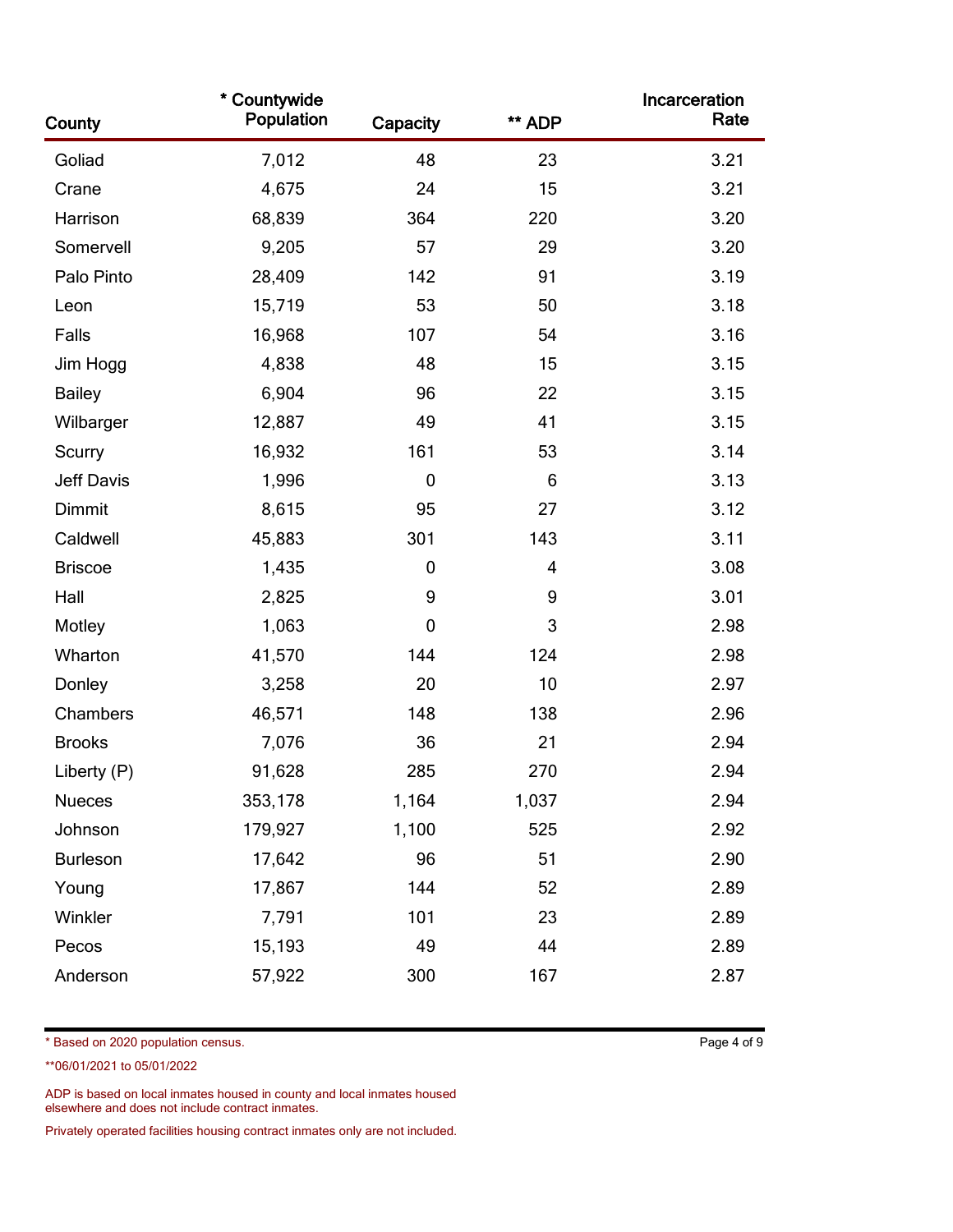| County | * Countywide Population | Capacity | ** ADP | Incarceration Rate |
|---|---|---|---|---|
| Goliad | 7,012 | 48 | 23 | 3.21 |
| Crane | 4,675 | 24 | 15 | 3.21 |
| Harrison | 68,839 | 364 | 220 | 3.20 |
| Somervell | 9,205 | 57 | 29 | 3.20 |
| Palo Pinto | 28,409 | 142 | 91 | 3.19 |
| Leon | 15,719 | 53 | 50 | 3.18 |
| Falls | 16,968 | 107 | 54 | 3.16 |
| Jim Hogg | 4,838 | 48 | 15 | 3.15 |
| Bailey | 6,904 | 96 | 22 | 3.15 |
| Wilbarger | 12,887 | 49 | 41 | 3.15 |
| Scurry | 16,932 | 161 | 53 | 3.14 |
| Jeff Davis | 1,996 | 0 | 6 | 3.13 |
| Dimmit | 8,615 | 95 | 27 | 3.12 |
| Caldwell | 45,883 | 301 | 143 | 3.11 |
| Briscoe | 1,435 | 0 | 4 | 3.08 |
| Hall | 2,825 | 9 | 9 | 3.01 |
| Motley | 1,063 | 0 | 3 | 2.98 |
| Wharton | 41,570 | 144 | 124 | 2.98 |
| Donley | 3,258 | 20 | 10 | 2.97 |
| Chambers | 46,571 | 148 | 138 | 2.96 |
| Brooks | 7,076 | 36 | 21 | 2.94 |
| Liberty (P) | 91,628 | 285 | 270 | 2.94 |
| Nueces | 353,178 | 1,164 | 1,037 | 2.94 |
| Johnson | 179,927 | 1,100 | 525 | 2.92 |
| Burleson | 17,642 | 96 | 51 | 2.90 |
| Young | 17,867 | 144 | 52 | 2.89 |
| Winkler | 7,791 | 101 | 23 | 2.89 |
| Pecos | 15,193 | 49 | 44 | 2.89 |
| Anderson | 57,922 | 300 | 167 | 2.87 |

* Based on 2020 population census.

**06/01/2021 to 05/01/2022

ADP is based on local inmates housed in county and local inmates housed elsewhere and does not include contract inmates.

Privately operated facilities housing contract inmates only are not included.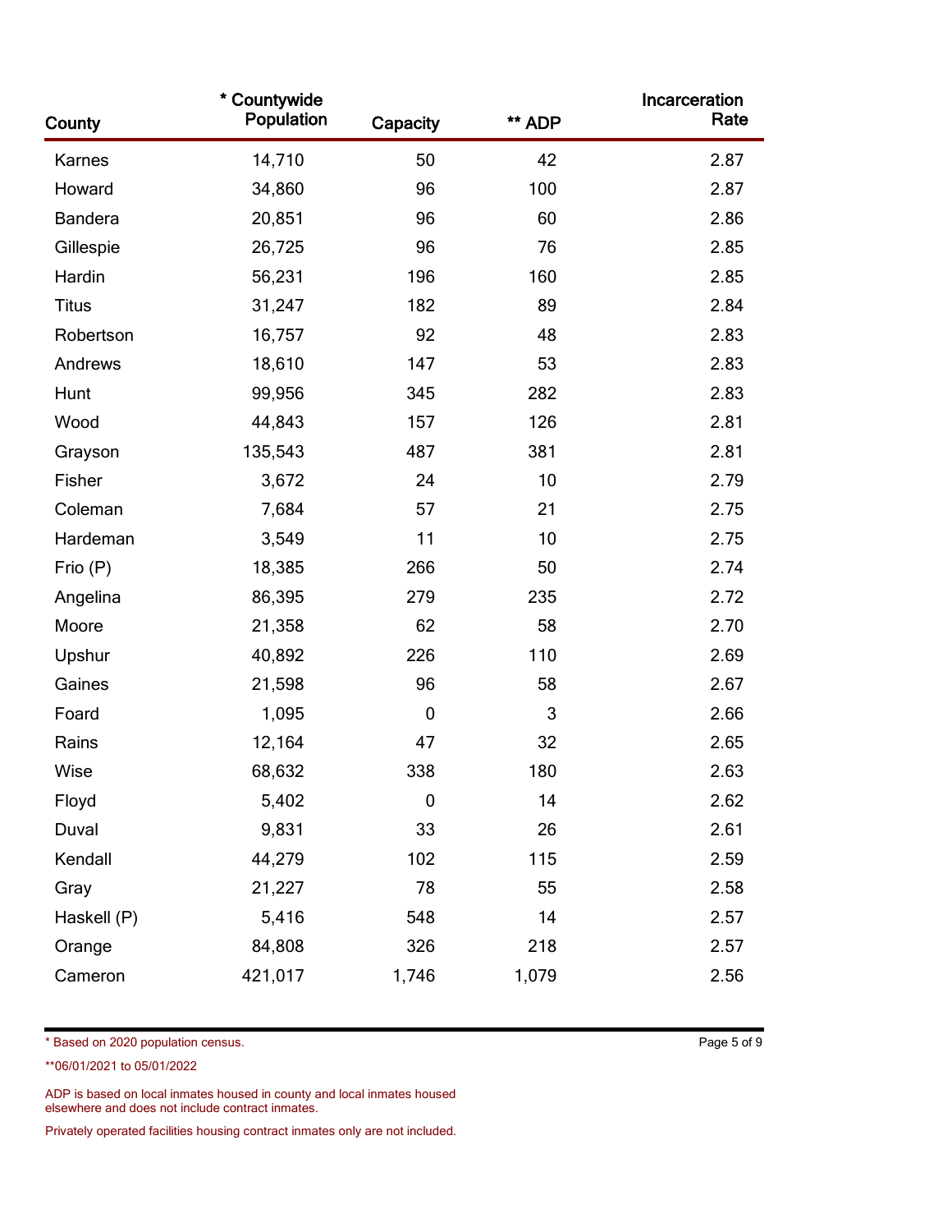| County | * Countywide Population | Capacity | ** ADP | Incarceration Rate |
|---|---|---|---|---|
| Karnes | 14,710 | 50 | 42 | 2.87 |
| Howard | 34,860 | 96 | 100 | 2.87 |
| Bandera | 20,851 | 96 | 60 | 2.86 |
| Gillespie | 26,725 | 96 | 76 | 2.85 |
| Hardin | 56,231 | 196 | 160 | 2.85 |
| Titus | 31,247 | 182 | 89 | 2.84 |
| Robertson | 16,757 | 92 | 48 | 2.83 |
| Andrews | 18,610 | 147 | 53 | 2.83 |
| Hunt | 99,956 | 345 | 282 | 2.83 |
| Wood | 44,843 | 157 | 126 | 2.81 |
| Grayson | 135,543 | 487 | 381 | 2.81 |
| Fisher | 3,672 | 24 | 10 | 2.79 |
| Coleman | 7,684 | 57 | 21 | 2.75 |
| Hardeman | 3,549 | 11 | 10 | 2.75 |
| Frio (P) | 18,385 | 266 | 50 | 2.74 |
| Angelina | 86,395 | 279 | 235 | 2.72 |
| Moore | 21,358 | 62 | 58 | 2.70 |
| Upshur | 40,892 | 226 | 110 | 2.69 |
| Gaines | 21,598 | 96 | 58 | 2.67 |
| Foard | 1,095 | 0 | 3 | 2.66 |
| Rains | 12,164 | 47 | 32 | 2.65 |
| Wise | 68,632 | 338 | 180 | 2.63 |
| Floyd | 5,402 | 0 | 14 | 2.62 |
| Duval | 9,831 | 33 | 26 | 2.61 |
| Kendall | 44,279 | 102 | 115 | 2.59 |
| Gray | 21,227 | 78 | 55 | 2.58 |
| Haskell (P) | 5,416 | 548 | 14 | 2.57 |
| Orange | 84,808 | 326 | 218 | 2.57 |
| Cameron | 421,017 | 1,746 | 1,079 | 2.56 |

* Based on 2020 population census.

**06/01/2021 to 05/01/2022

ADP is based on local inmates housed in county and local inmates housed elsewhere and does not include contract inmates.

Privately operated facilities housing contract inmates only are not included.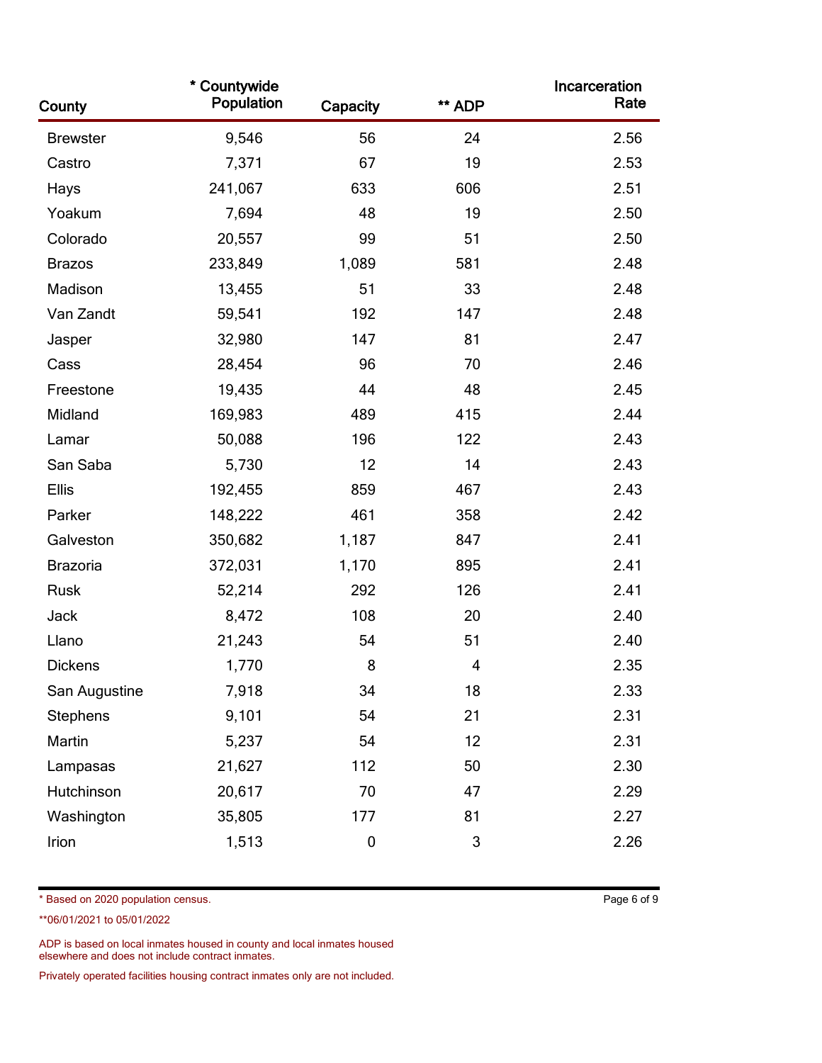| County | * Countywide Population | Capacity | ** ADP | Incarceration Rate |
|---|---|---|---|---|
| Brewster | 9,546 | 56 | 24 | 2.56 |
| Castro | 7,371 | 67 | 19 | 2.53 |
| Hays | 241,067 | 633 | 606 | 2.51 |
| Yoakum | 7,694 | 48 | 19 | 2.50 |
| Colorado | 20,557 | 99 | 51 | 2.50 |
| Brazos | 233,849 | 1,089 | 581 | 2.48 |
| Madison | 13,455 | 51 | 33 | 2.48 |
| Van Zandt | 59,541 | 192 | 147 | 2.48 |
| Jasper | 32,980 | 147 | 81 | 2.47 |
| Cass | 28,454 | 96 | 70 | 2.46 |
| Freestone | 19,435 | 44 | 48 | 2.45 |
| Midland | 169,983 | 489 | 415 | 2.44 |
| Lamar | 50,088 | 196 | 122 | 2.43 |
| San Saba | 5,730 | 12 | 14 | 2.43 |
| Ellis | 192,455 | 859 | 467 | 2.43 |
| Parker | 148,222 | 461 | 358 | 2.42 |
| Galveston | 350,682 | 1,187 | 847 | 2.41 |
| Brazoria | 372,031 | 1,170 | 895 | 2.41 |
| Rusk | 52,214 | 292 | 126 | 2.41 |
| Jack | 8,472 | 108 | 20 | 2.40 |
| Llano | 21,243 | 54 | 51 | 2.40 |
| Dickens | 1,770 | 8 | 4 | 2.35 |
| San Augustine | 7,918 | 34 | 18 | 2.33 |
| Stephens | 9,101 | 54 | 21 | 2.31 |
| Martin | 5,237 | 54 | 12 | 2.31 |
| Lampasas | 21,627 | 112 | 50 | 2.30 |
| Hutchinson | 20,617 | 70 | 47 | 2.29 |
| Washington | 35,805 | 177 | 81 | 2.27 |
| Irion | 1,513 | 0 | 3 | 2.26 |

* Based on 2020 population census.

**06/01/2021 to 05/01/2022

ADP is based on local inmates housed in county and local inmates housed elsewhere and does not include contract inmates.

Privately operated facilities housing contract inmates only are not included.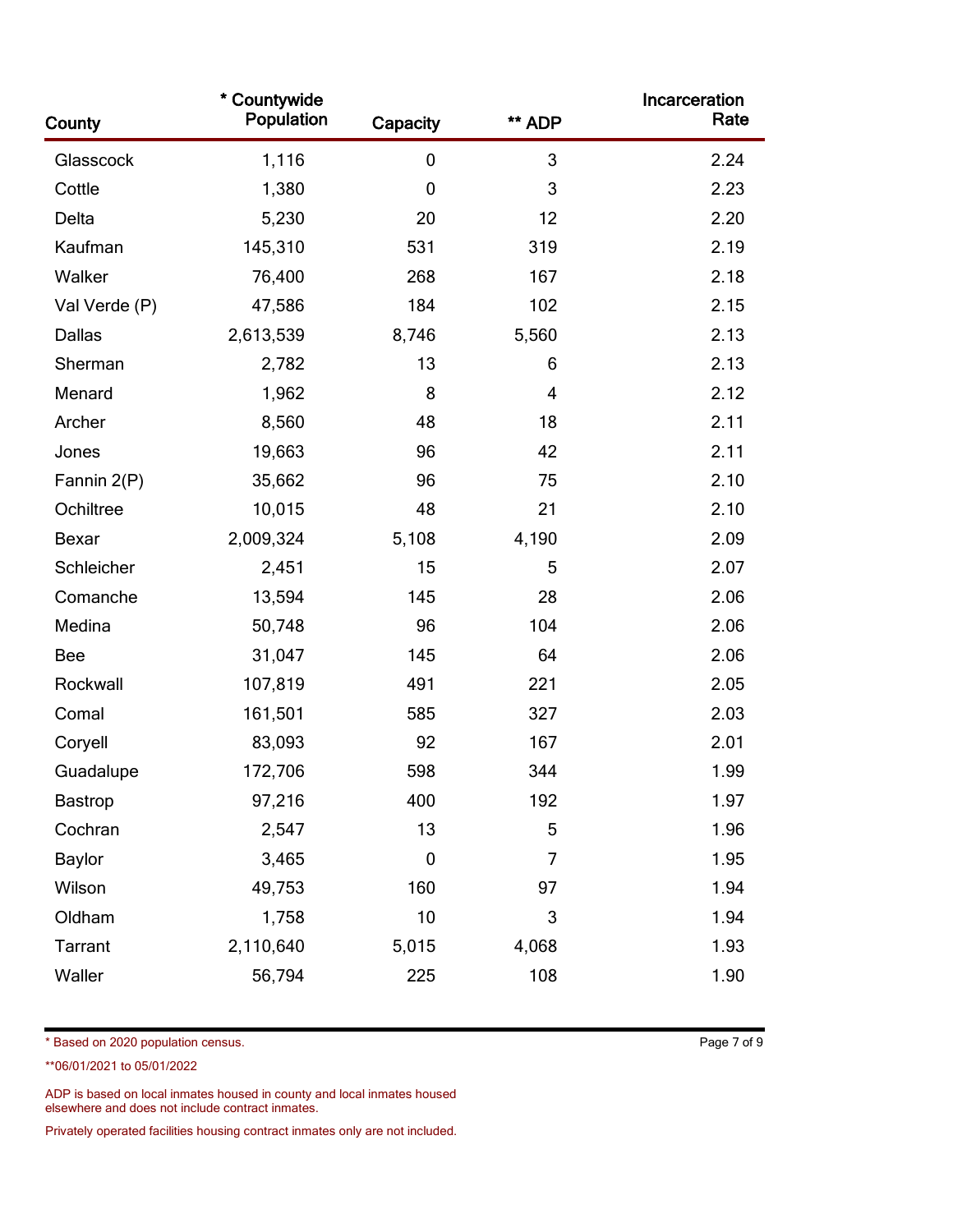| County | * Countywide Population | Capacity | ** ADP | Incarceration Rate |
|---|---|---|---|---|
| Glasscock | 1,116 | 0 | 3 | 2.24 |
| Cottle | 1,380 | 0 | 3 | 2.23 |
| Delta | 5,230 | 20 | 12 | 2.20 |
| Kaufman | 145,310 | 531 | 319 | 2.19 |
| Walker | 76,400 | 268 | 167 | 2.18 |
| Val Verde (P) | 47,586 | 184 | 102 | 2.15 |
| Dallas | 2,613,539 | 8,746 | 5,560 | 2.13 |
| Sherman | 2,782 | 13 | 6 | 2.13 |
| Menard | 1,962 | 8 | 4 | 2.12 |
| Archer | 8,560 | 48 | 18 | 2.11 |
| Jones | 19,663 | 96 | 42 | 2.11 |
| Fannin 2(P) | 35,662 | 96 | 75 | 2.10 |
| Ochiltree | 10,015 | 48 | 21 | 2.10 |
| Bexar | 2,009,324 | 5,108 | 4,190 | 2.09 |
| Schleicher | 2,451 | 15 | 5 | 2.07 |
| Comanche | 13,594 | 145 | 28 | 2.06 |
| Medina | 50,748 | 96 | 104 | 2.06 |
| Bee | 31,047 | 145 | 64 | 2.06 |
| Rockwall | 107,819 | 491 | 221 | 2.05 |
| Comal | 161,501 | 585 | 327 | 2.03 |
| Coryell | 83,093 | 92 | 167 | 2.01 |
| Guadalupe | 172,706 | 598 | 344 | 1.99 |
| Bastrop | 97,216 | 400 | 192 | 1.97 |
| Cochran | 2,547 | 13 | 5 | 1.96 |
| Baylor | 3,465 | 0 | 7 | 1.95 |
| Wilson | 49,753 | 160 | 97 | 1.94 |
| Oldham | 1,758 | 10 | 3 | 1.94 |
| Tarrant | 2,110,640 | 5,015 | 4,068 | 1.93 |
| Waller | 56,794 | 225 | 108 | 1.90 |

* Based on 2020 population census.

**06/01/2021 to 05/01/2022

ADP is based on local inmates housed in county and local inmates housed elsewhere and does not include contract inmates.

Privately operated facilities housing contract inmates only are not included.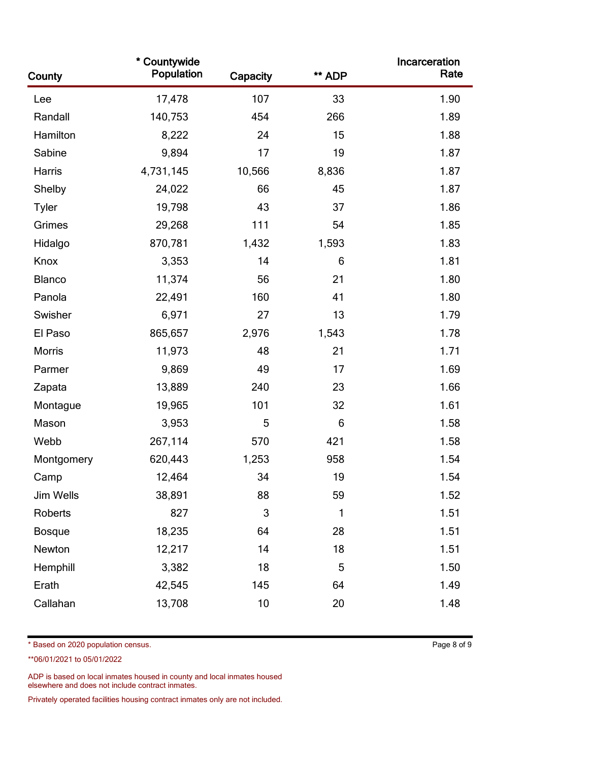| County | * Countywide Population | Capacity | ** ADP | Incarceration Rate |
|---|---|---|---|---|
| Lee | 17,478 | 107 | 33 | 1.90 |
| Randall | 140,753 | 454 | 266 | 1.89 |
| Hamilton | 8,222 | 24 | 15 | 1.88 |
| Sabine | 9,894 | 17 | 19 | 1.87 |
| Harris | 4,731,145 | 10,566 | 8,836 | 1.87 |
| Shelby | 24,022 | 66 | 45 | 1.87 |
| Tyler | 19,798 | 43 | 37 | 1.86 |
| Grimes | 29,268 | 111 | 54 | 1.85 |
| Hidalgo | 870,781 | 1,432 | 1,593 | 1.83 |
| Knox | 3,353 | 14 | 6 | 1.81 |
| Blanco | 11,374 | 56 | 21 | 1.80 |
| Panola | 22,491 | 160 | 41 | 1.80 |
| Swisher | 6,971 | 27 | 13 | 1.79 |
| El Paso | 865,657 | 2,976 | 1,543 | 1.78 |
| Morris | 11,973 | 48 | 21 | 1.71 |
| Parmer | 9,869 | 49 | 17 | 1.69 |
| Zapata | 13,889 | 240 | 23 | 1.66 |
| Montague | 19,965 | 101 | 32 | 1.61 |
| Mason | 3,953 | 5 | 6 | 1.58 |
| Webb | 267,114 | 570 | 421 | 1.58 |
| Montgomery | 620,443 | 1,253 | 958 | 1.54 |
| Camp | 12,464 | 34 | 19 | 1.54 |
| Jim Wells | 38,891 | 88 | 59 | 1.52 |
| Roberts | 827 | 3 | 1 | 1.51 |
| Bosque | 18,235 | 64 | 28 | 1.51 |
| Newton | 12,217 | 14 | 18 | 1.51 |
| Hemphill | 3,382 | 18 | 5 | 1.50 |
| Erath | 42,545 | 145 | 64 | 1.49 |
| Callahan | 13,708 | 10 | 20 | 1.48 |

* Based on 2020 population census.

**06/01/2021 to 05/01/2022

ADP is based on local inmates housed in county and local inmates housed elsewhere and does not include contract inmates.

Privately operated facilities housing contract inmates only are not included.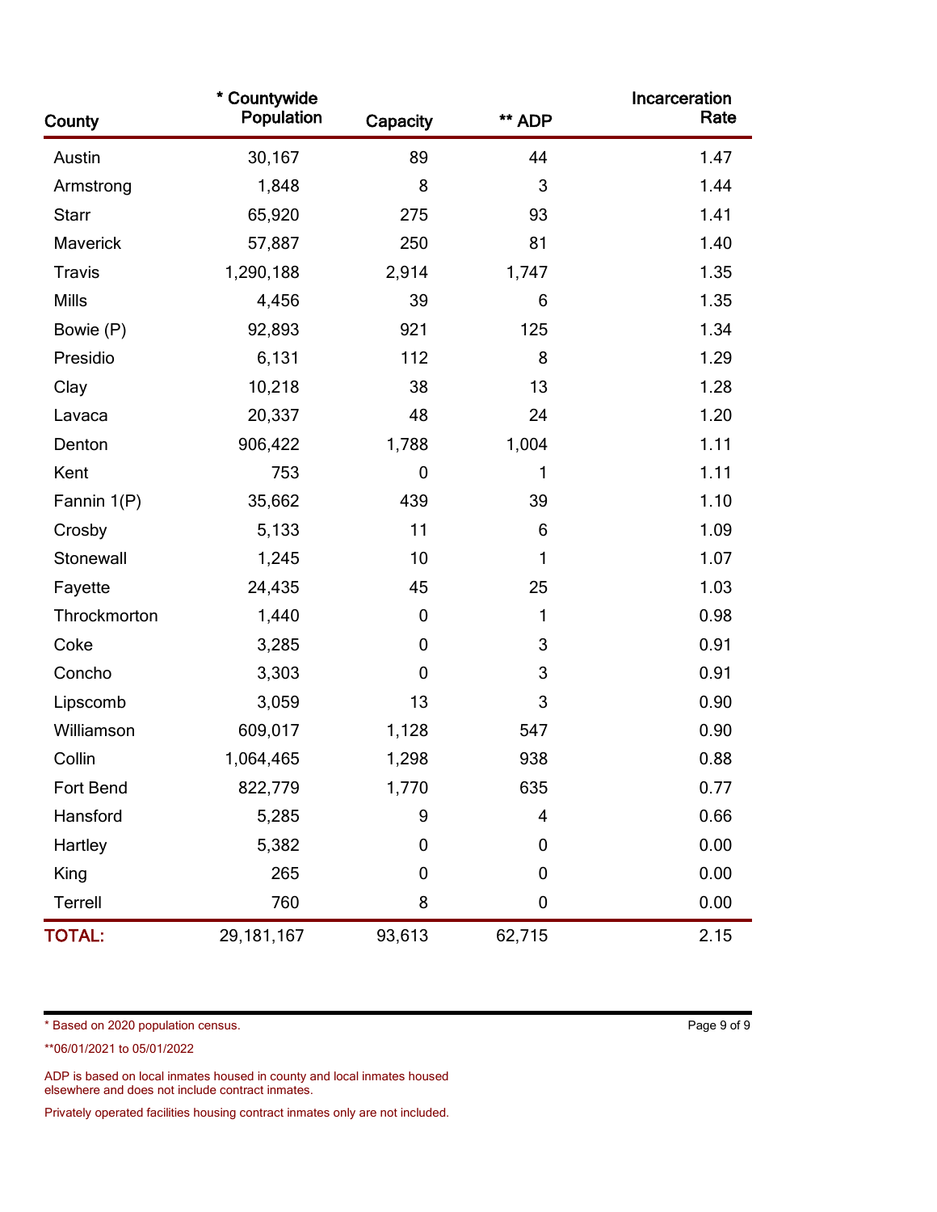| County | * Countywide Population | Capacity | ** ADP | Incarceration Rate |
|---|---|---|---|---|
| Austin | 30,167 | 89 | 44 | 1.47 |
| Armstrong | 1,848 | 8 | 3 | 1.44 |
| Starr | 65,920 | 275 | 93 | 1.41 |
| Maverick | 57,887 | 250 | 81 | 1.40 |
| Travis | 1,290,188 | 2,914 | 1,747 | 1.35 |
| Mills | 4,456 | 39 | 6 | 1.35 |
| Bowie (P) | 92,893 | 921 | 125 | 1.34 |
| Presidio | 6,131 | 112 | 8 | 1.29 |
| Clay | 10,218 | 38 | 13 | 1.28 |
| Lavaca | 20,337 | 48 | 24 | 1.20 |
| Denton | 906,422 | 1,788 | 1,004 | 1.11 |
| Kent | 753 | 0 | 1 | 1.11 |
| Fannin 1(P) | 35,662 | 439 | 39 | 1.10 |
| Crosby | 5,133 | 11 | 6 | 1.09 |
| Stonewall | 1,245 | 10 | 1 | 1.07 |
| Fayette | 24,435 | 45 | 25 | 1.03 |
| Throckmorton | 1,440 | 0 | 1 | 0.98 |
| Coke | 3,285 | 0 | 3 | 0.91 |
| Concho | 3,303 | 0 | 3 | 0.91 |
| Lipscomb | 3,059 | 13 | 3 | 0.90 |
| Williamson | 609,017 | 1,128 | 547 | 0.90 |
| Collin | 1,064,465 | 1,298 | 938 | 0.88 |
| Fort Bend | 822,779 | 1,770 | 635 | 0.77 |
| Hansford | 5,285 | 9 | 4 | 0.66 |
| Hartley | 5,382 | 0 | 0 | 0.00 |
| King | 265 | 0 | 0 | 0.00 |
| Terrell | 760 | 8 | 0 | 0.00 |
| **TOTAL:** | 29,181,167 | 93,613 | 62,715 | 2.15 |

* Based on 2020 population census.

**06/01/2021 to 05/01/2022

ADP is based on local inmates housed in county and local inmates housed elsewhere and does not include contract inmates.

Privately operated facilities housing contract inmates only are not included.